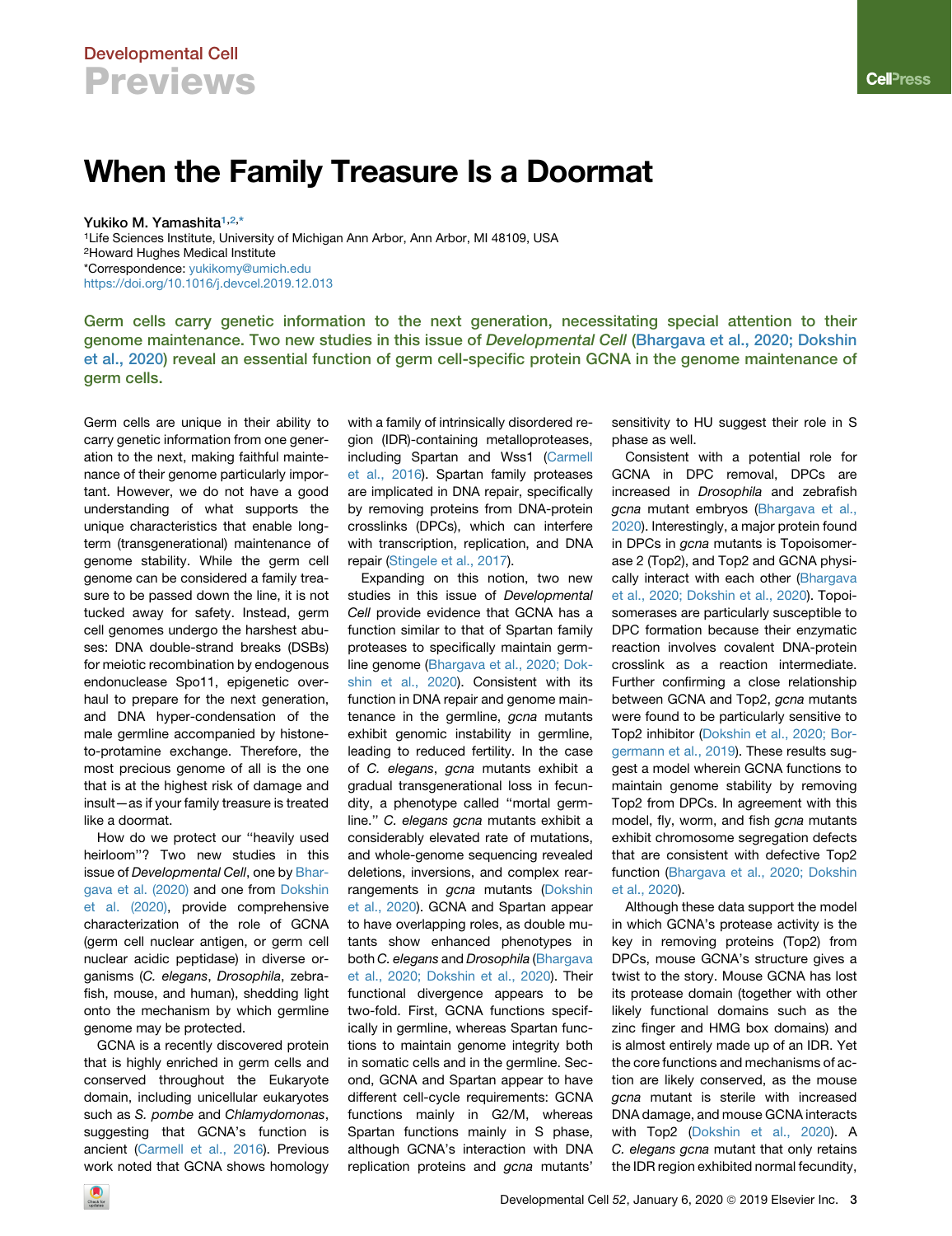# When the Family Treasure Is a Doormat

Yukiko M. Yamashita[1,2,*]

[1]Life Sciences Institute, University of Michigan Ann Arbor, Ann Arbor, MI 48109, USA
[2]Howard Hughes Medical Institute
*Correspondence: yukikomy@umich.edu
https://doi.org/10.1016/j.devcel.2019.12.013

**Germ cells carry genetic information to the next generation, necessitating special attention to their genome maintenance. Two new studies in this issue of *Developmental Cell* (Bhargava et al., 2020; Dokshin et al., 2020) reveal an essential function of germ cell-specific protein GCNA in the genome maintenance of germ cells.**

Germ cells are unique in their ability to carry genetic information from one generation to the next, making faithful maintenance of their genome particularly important. However, we do not have a good understanding of what supports the unique characteristics that enable long-term (transgenerational) maintenance of genome stability. While the germ cell genome can be considered a family treasure to be passed down the line, it is not tucked away for safety. Instead, germ cell genomes undergo the harshest abuses: DNA double-strand breaks (DSBs) for meiotic recombination by endogenous endonuclease Spo11, epigenetic overhaul to prepare for the next generation, and DNA hyper-condensation of the male germline accompanied by histone-to-protamine exchange. Therefore, the most precious genome of all is the one that is at the highest risk of damage and insult—as if your family treasure is treated like a doormat.

How do we protect our "heavily used heirloom"? Two new studies in this issue of *Developmental Cell*, one by Bhargava et al. (2020) and one from Dokshin et al. (2020), provide comprehensive characterization of the role of GCNA (germ cell nuclear antigen, or germ cell nuclear acidic peptidase) in diverse organisms (*C. elegans*, *Drosophila*, zebrafish, mouse, and human), shedding light onto the mechanism by which germline genome may be protected.

GCNA is a recently discovered protein that is highly enriched in germ cells and conserved throughout the Eukaryote domain, including unicellular eukaryotes such as *S. pombe* and *Chlamydomonas*, suggesting that GCNA's function is ancient (Carmell et al., 2016). Previous work noted that GCNA shows homology with a family of intrinsically disordered region (IDR)-containing metalloproteases, including Spartan and Wss1 (Carmell et al., 2016). Spartan family proteases are implicated in DNA repair, specifically by removing proteins from DNA-protein crosslinks (DPCs), which can interfere with transcription, replication, and DNA repair (Stingele et al., 2017).

Expanding on this notion, two new studies in this issue of *Developmental Cell* provide evidence that GCNA has a function similar to that of Spartan family proteases to specifically maintain germline genome (Bhargava et al., 2020; Dokshin et al., 2020). Consistent with its function in DNA repair and genome maintenance in the germline, *gcna* mutants exhibit genomic instability in germline, leading to reduced fertility. In the case of *C. elegans*, *gcna* mutants exhibit a gradual transgenerational loss in fecundity, a phenotype called "mortal germline." *C. elegans gcna* mutants exhibit a considerably elevated rate of mutations, and whole-genome sequencing revealed deletions, inversions, and complex rearrangements in *gcna* mutants (Dokshin et al., 2020). GCNA and Spartan appear to have overlapping roles, as double mutants show enhanced phenotypes in both *C. elegans* and *Drosophila* (Bhargava et al., 2020; Dokshin et al., 2020). Their functional divergence appears to be two-fold. First, GCNA functions specifically in germline, whereas Spartan functions to maintain genome integrity both in somatic cells and in the germline. Second, GCNA and Spartan appear to have different cell-cycle requirements: GCNA functions mainly in G2/M, whereas Spartan functions mainly in S phase, although GCNA's interaction with DNA replication proteins and *gcna* mutants' sensitivity to HU suggest their role in S phase as well.

Consistent with a potential role for GCNA in DPC removal, DPCs are increased in *Drosophila* and zebrafish *gcna* mutant embryos (Bhargava et al., 2020). Interestingly, a major protein found in DPCs in *gcna* mutants is Topoisomerase 2 (Top2), and Top2 and GCNA physically interact with each other (Bhargava et al., 2020; Dokshin et al., 2020). Topoisomerases are particularly susceptible to DPC formation because their enzymatic reaction involves covalent DNA-protein crosslink as a reaction intermediate. Further confirming a close relationship between GCNA and Top2, *gcna* mutants were found to be particularly sensitive to Top2 inhibitor (Dokshin et al., 2020; Borgermann et al., 2019). These results suggest a model wherein GCNA functions to maintain genome stability by removing Top2 from DPCs. In agreement with this model, fly, worm, and fish *gcna* mutants exhibit chromosome segregation defects that are consistent with defective Top2 function (Bhargava et al., 2020; Dokshin et al., 2020).

Although these data support the model in which GCNA's protease activity is the key in removing proteins (Top2) from DPCs, mouse GCNA's structure gives a twist to the story. Mouse GCNA has lost its protease domain (together with other likely functional domains such as the zinc finger and HMG box domains) and is almost entirely made up of an IDR. Yet the core functions and mechanisms of action are likely conserved, as the mouse *gcna* mutant is sterile with increased DNA damage, and mouse GCNA interacts with Top2 (Dokshin et al., 2020). A *C. elegans gcna* mutant that only retains the IDR region exhibited normal fecundity,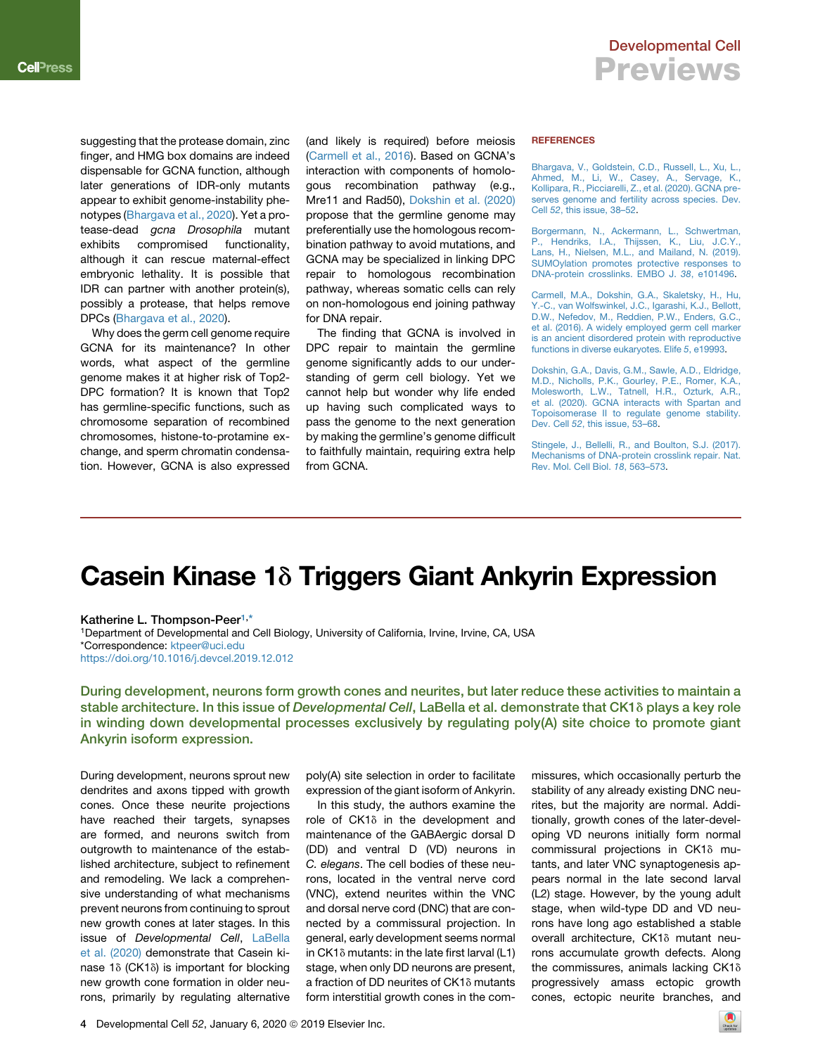suggesting that the protease domain, zinc finger, and HMG box domains are indeed dispensable for GCNA function, although later generations of IDR-only mutants appear to exhibit genome-instability phenotypes (Bhargava et al., 2020). Yet a protease-dead *gcna Drosophila* mutant exhibits compromised functionality, although it can rescue maternal-effect embryonic lethality. It is possible that IDR can partner with another protein(s), possibly a protease, that helps remove DPCs (Bhargava et al., 2020).

Why does the germ cell genome require GCNA for its maintenance? In other words, what aspect of the germline genome makes it at higher risk of Top2-DPC formation? It is known that Top2 has germline-specific functions, such as chromosome separation of recombined chromosomes, histone-to-protamine exchange, and sperm chromatin condensation. However, GCNA is also expressed (and likely is required) before meiosis (Carmell et al., 2016). Based on GCNA's interaction with components of homologous recombination pathway (e.g., Mre11 and Rad50), Dokshin et al. (2020) propose that the germline genome may preferentially use the homologous recombination pathway to avoid mutations, and GCNA may be specialized in linking DPC repair to homologous recombination pathway, whereas somatic cells can rely on non-homologous end joining pathway for DNA repair.

The finding that GCNA is involved in DPC repair to maintain the germline genome significantly adds to our understanding of germ cell biology. Yet we cannot help but wonder why life ended up having such complicated ways to pass the genome to the next generation by making the germline's genome difficult to faithfully maintain, requiring extra help from GCNA.

## REFERENCES

Bhargava, V., Goldstein, C.D., Russell, L., Xu, L., Ahmed, M., Li, W., Casey, A., Servage, K., Kollipara, R., Picciarelli, Z., et al. (2020). GCNA preserves genome and fertility across species. Dev. Cell *52*, this issue, 38–52.

Borgermann, N., Ackermann, L., Schwertman, P., Hendriks, I.A., Thijssen, K., Liu, J.C.Y., Lans, H., Nielsen, M.L., and Mailand, N. (2019). SUMOylation promotes protective responses to DNA-protein crosslinks. EMBO J. *38*, e101496.

Carmell, M.A., Dokshin, G.A., Skaletsky, H., Hu, Y.-C., van Wolfswinkel, J.C., Igarashi, K.J., Bellott, D.W., Nefedov, M., Reddien, P.W., Enders, G.C., et al. (2016). A widely employed germ cell marker is an ancient disordered protein with reproductive functions in diverse eukaryotes. Elife *5*, e19993.

Dokshin, G.A., Davis, G.M., Sawle, A.D., Eldridge, M.D., Nicholls, P.K., Gourley, P.E., Romer, K.A., Molesworth, L.W., Tatnell, H.R., Ozturk, A.R., et al. (2020). GCNA interacts with Spartan and Topoisomerase II to regulate genome stability. Dev. Cell *52*, this issue, 53–68.

Stingele, J., Bellelli, R., and Boulton, S.J. (2017). Mechanisms of DNA-protein crosslink repair. Nat. Rev. Mol. Cell Biol. *18*, 563–573.

# Casein Kinase 1δ Triggers Giant Ankyrin Expression

**Katherine L. Thompson-Peer**[1,*]

[1]Department of Developmental and Cell Biology, University of California, Irvine, Irvine, CA, USA

*Correspondence: ktpeer@uci.edu

https://doi.org/10.1016/j.devcel.2019.12.012

**During development, neurons form growth cones and neurites, but later reduce these activities to maintain a stable architecture. In this issue of *Developmental Cell*, LaBella et al. demonstrate that CK1δ plays a key role in winding down developmental processes exclusively by regulating poly(A) site choice to promote giant Ankyrin isoform expression.**

During development, neurons sprout new dendrites and axons tipped with growth cones. Once these neurite projections have reached their targets, synapses are formed, and neurons switch from outgrowth to maintenance of the established architecture, subject to refinement and remodeling. We lack a comprehensive understanding of what mechanisms prevent neurons from continuing to sprout new growth cones at later stages. In this issue of *Developmental Cell*, LaBella et al. (2020) demonstrate that Casein kinase 1δ (CK1δ) is important for blocking new growth cone formation in older neurons, primarily by regulating alternative poly(A) site selection in order to facilitate expression of the giant isoform of Ankyrin.

In this study, the authors examine the role of CK1δ in the development and maintenance of the GABAergic dorsal D (DD) and ventral D (VD) neurons in *C. elegans*. The cell bodies of these neurons, located in the ventral nerve cord (VNC), extend neurites within the VNC and dorsal nerve cord (DNC) that are connected by a commissural projection. In general, early development seems normal in CK1δ mutants: in the late first larval (L1) stage, when only DD neurons are present, a fraction of DD neurites of CK1δ mutants form interstitial growth cones in the commissures, which occasionally perturb the stability of any already existing DNC neurites, but the majority are normal. Additionally, growth cones of the later-developing VD neurons initially form normal commissural projections in CK1δ mutants, and later VNC synaptogenesis appears normal in the late second larval (L2) stage. However, by the young adult stage, when wild-type DD and VD neurons have long ago established a stable overall architecture, CK1δ mutant neurons accumulate growth defects. Along the commissures, animals lacking CK1δ progressively amass ectopic growth cones, ectopic neurite branches, and